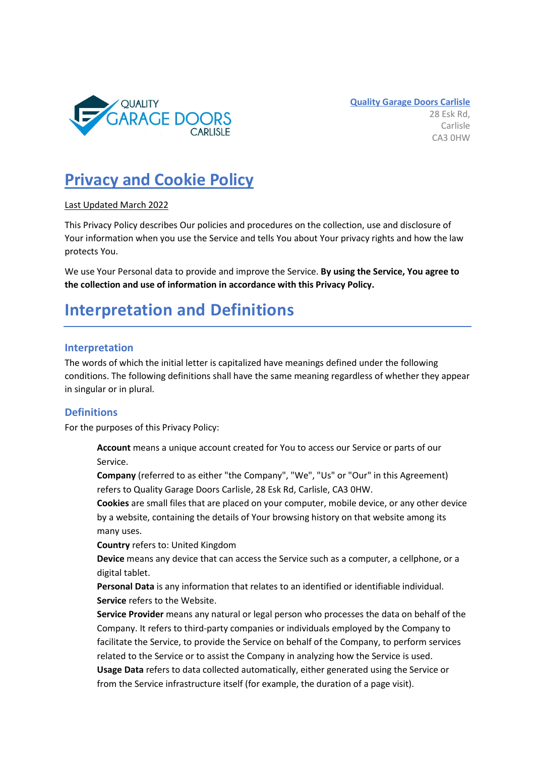**Quality Garage Doors Carlisle**
28 Esk Rd,
Carlisle
CA3 0HW

# Privacy and Cookie Policy

Last Updated March 2022

This Privacy Policy describes Our policies and procedures on the collection, use and disclosure of Your information when you use the Service and tells You about Your privacy rights and how the law protects You.

We use Your Personal data to provide and improve the Service. **By using the Service, You agree to the collection and use of information in accordance with this Privacy Policy.**

# Interpretation and Definitions

## Interpretation

The words of which the initial letter is capitalized have meanings defined under the following conditions. The following definitions shall have the same meaning regardless of whether they appear in singular or in plural.

## Definitions

For the purposes of this Privacy Policy:

**Account** means a unique account created for You to access our Service or parts of our Service.

**Company** (referred to as either "the Company", "We", "Us" or "Our" in this Agreement) refers to Quality Garage Doors Carlisle, 28 Esk Rd, Carlisle, CA3 0HW.

**Cookies** are small files that are placed on your computer, mobile device, or any other device by a website, containing the details of Your browsing history on that website among its many uses.

**Country** refers to: United Kingdom

**Device** means any device that can access the Service such as a computer, a cellphone, or a digital tablet.

**Personal Data** is any information that relates to an identified or identifiable individual.

**Service** refers to the Website.

**Service Provider** means any natural or legal person who processes the data on behalf of the Company. It refers to third-party companies or individuals employed by the Company to facilitate the Service, to provide the Service on behalf of the Company, to perform services related to the Service or to assist the Company in analyzing how the Service is used.

**Usage Data** refers to data collected automatically, either generated using the Service or from the Service infrastructure itself (for example, the duration of a page visit).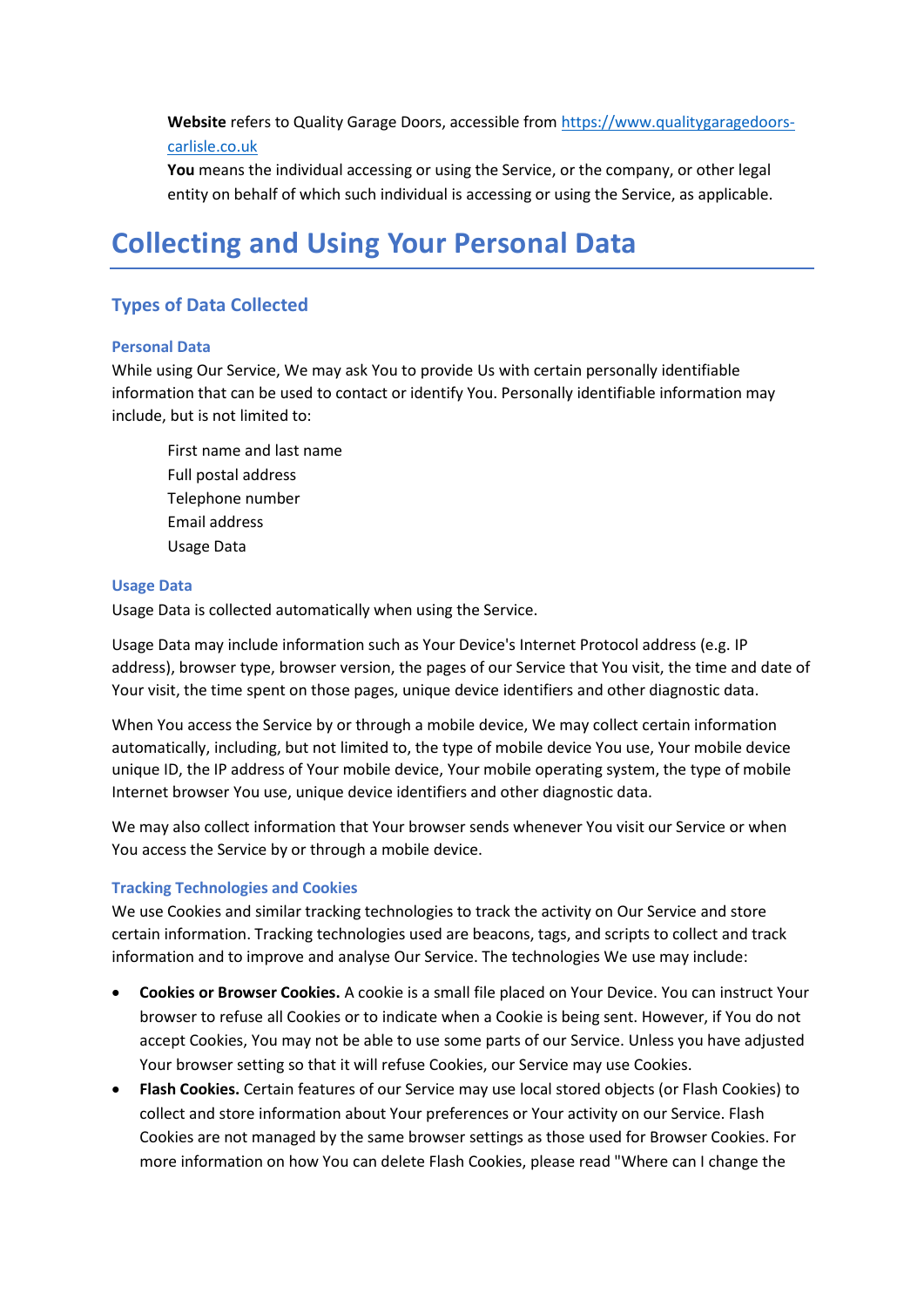**Website** refers to Quality Garage Doors, accessible from https://www.qualitygaragedoors-carlisle.co.uk

**You** means the individual accessing or using the Service, or the company, or other legal entity on behalf of which such individual is accessing or using the Service, as applicable.

# Collecting and Using Your Personal Data

## Types of Data Collected

### Personal Data

While using Our Service, We may ask You to provide Us with certain personally identifiable information that can be used to contact or identify You. Personally identifiable information may include, but is not limited to:

First name and last name
Full postal address
Telephone number
Email address
Usage Data

### Usage Data

Usage Data is collected automatically when using the Service.

Usage Data may include information such as Your Device's Internet Protocol address (e.g. IP address), browser type, browser version, the pages of our Service that You visit, the time and date of Your visit, the time spent on those pages, unique device identifiers and other diagnostic data.

When You access the Service by or through a mobile device, We may collect certain information automatically, including, but not limited to, the type of mobile device You use, Your mobile device unique ID, the IP address of Your mobile device, Your mobile operating system, the type of mobile Internet browser You use, unique device identifiers and other diagnostic data.

We may also collect information that Your browser sends whenever You visit our Service or when You access the Service by or through a mobile device.

### Tracking Technologies and Cookies

We use Cookies and similar tracking technologies to track the activity on Our Service and store certain information. Tracking technologies used are beacons, tags, and scripts to collect and track information and to improve and analyse Our Service. The technologies We use may include:

- **Cookies or Browser Cookies.** A cookie is a small file placed on Your Device. You can instruct Your browser to refuse all Cookies or to indicate when a Cookie is being sent. However, if You do not accept Cookies, You may not be able to use some parts of our Service. Unless you have adjusted Your browser setting so that it will refuse Cookies, our Service may use Cookies.
- **Flash Cookies.** Certain features of our Service may use local stored objects (or Flash Cookies) to collect and store information about Your preferences or Your activity on our Service. Flash Cookies are not managed by the same browser settings as those used for Browser Cookies. For more information on how You can delete Flash Cookies, please read "Where can I change the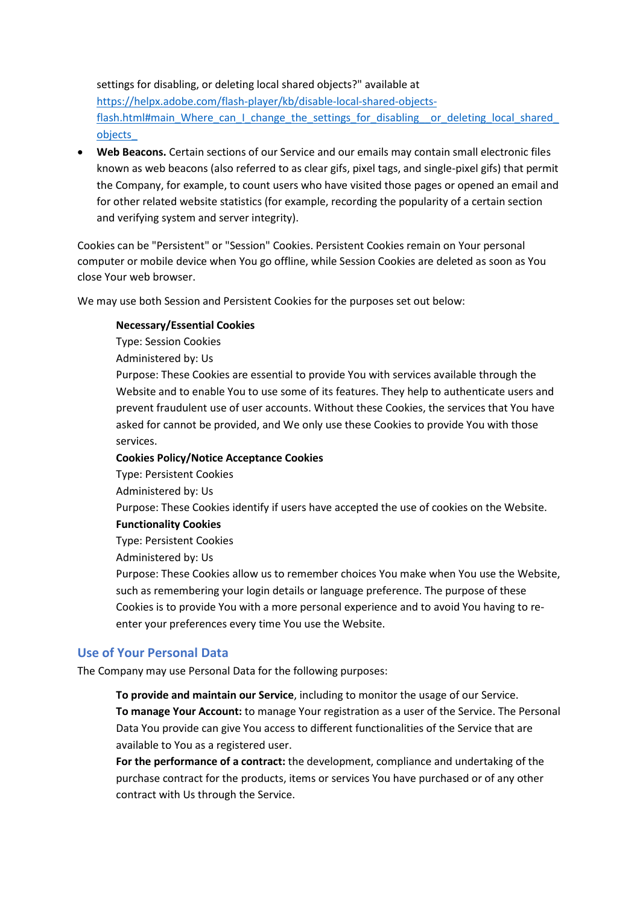settings for disabling, or deleting local shared objects?" available at [https://helpx.adobe.com/flash-player/kb/disable-local-shared-objects-flash.html#main_Where_can_I_change_the_settings_for_disabling__or_deleting_local_shared_objects_](https://helpx.adobe.com/flash-player/kb/disable-local-shared-objects-flash.html#main_Where_can_I_change_the_settings_for_disabling__or_deleting_local_shared_objects_)

- **Web Beacons.** Certain sections of our Service and our emails may contain small electronic files known as web beacons (also referred to as clear gifs, pixel tags, and single-pixel gifs) that permit the Company, for example, to count users who have visited those pages or opened an email and for other related website statistics (for example, recording the popularity of a certain section and verifying system and server integrity).

Cookies can be "Persistent" or "Session" Cookies. Persistent Cookies remain on Your personal computer or mobile device when You go offline, while Session Cookies are deleted as soon as You close Your web browser.

We may use both Session and Persistent Cookies for the purposes set out below:

**Necessary/Essential Cookies**
Type: Session Cookies
Administered by: Us
Purpose: These Cookies are essential to provide You with services available through the Website and to enable You to use some of its features. They help to authenticate users and prevent fraudulent use of user accounts. Without these Cookies, the services that You have asked for cannot be provided, and We only use these Cookies to provide You with those services.

**Cookies Policy/Notice Acceptance Cookies**
Type: Persistent Cookies
Administered by: Us
Purpose: These Cookies identify if users have accepted the use of cookies on the Website.

**Functionality Cookies**
Type: Persistent Cookies
Administered by: Us
Purpose: These Cookies allow us to remember choices You make when You use the Website, such as remembering your login details or language preference. The purpose of these Cookies is to provide You with a more personal experience and to avoid You having to re-enter your preferences every time You use the Website.

## Use of Your Personal Data

The Company may use Personal Data for the following purposes:

**To provide and maintain our Service**, including to monitor the usage of our Service.

**To manage Your Account:** to manage Your registration as a user of the Service. The Personal Data You provide can give You access to different functionalities of the Service that are available to You as a registered user.

**For the performance of a contract:** the development, compliance and undertaking of the purchase contract for the products, items or services You have purchased or of any other contract with Us through the Service.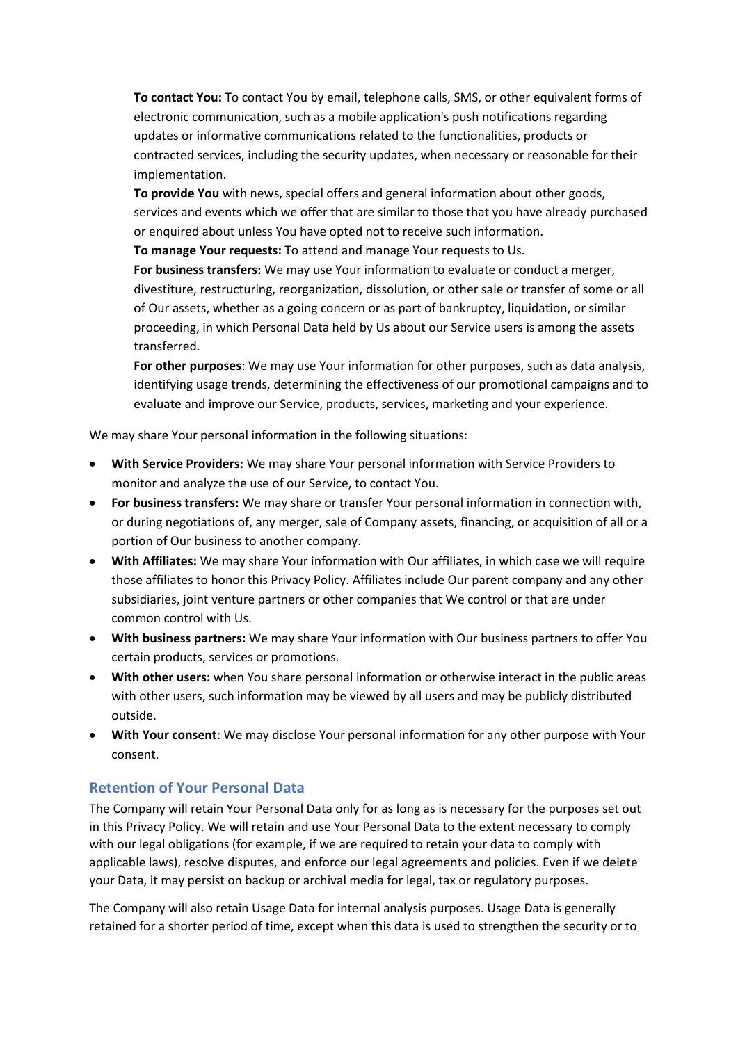**To contact You:** To contact You by email, telephone calls, SMS, or other equivalent forms of electronic communication, such as a mobile application's push notifications regarding updates or informative communications related to the functionalities, products or contracted services, including the security updates, when necessary or reasonable for their implementation.

**To provide You** with news, special offers and general information about other goods, services and events which we offer that are similar to those that you have already purchased or enquired about unless You have opted not to receive such information.

**To manage Your requests:** To attend and manage Your requests to Us.

**For business transfers:** We may use Your information to evaluate or conduct a merger, divestiture, restructuring, reorganization, dissolution, or other sale or transfer of some or all of Our assets, whether as a going concern or as part of bankruptcy, liquidation, or similar proceeding, in which Personal Data held by Us about our Service users is among the assets transferred.

**For other purposes**: We may use Your information for other purposes, such as data analysis, identifying usage trends, determining the effectiveness of our promotional campaigns and to evaluate and improve our Service, products, services, marketing and your experience.

We may share Your personal information in the following situations:

- **With Service Providers:** We may share Your personal information with Service Providers to monitor and analyze the use of our Service, to contact You.
- **For business transfers:** We may share or transfer Your personal information in connection with, or during negotiations of, any merger, sale of Company assets, financing, or acquisition of all or a portion of Our business to another company.
- **With Affiliates:** We may share Your information with Our affiliates, in which case we will require those affiliates to honor this Privacy Policy. Affiliates include Our parent company and any other subsidiaries, joint venture partners or other companies that We control or that are under common control with Us.
- **With business partners:** We may share Your information with Our business partners to offer You certain products, services or promotions.
- **With other users:** when You share personal information or otherwise interact in the public areas with other users, such information may be viewed by all users and may be publicly distributed outside.
- **With Your consent**: We may disclose Your personal information for any other purpose with Your consent.

## Retention of Your Personal Data

The Company will retain Your Personal Data only for as long as is necessary for the purposes set out in this Privacy Policy. We will retain and use Your Personal Data to the extent necessary to comply with our legal obligations (for example, if we are required to retain your data to comply with applicable laws), resolve disputes, and enforce our legal agreements and policies. Even if we delete your Data, it may persist on backup or archival media for legal, tax or regulatory purposes.

The Company will also retain Usage Data for internal analysis purposes. Usage Data is generally retained for a shorter period of time, except when this data is used to strengthen the security or to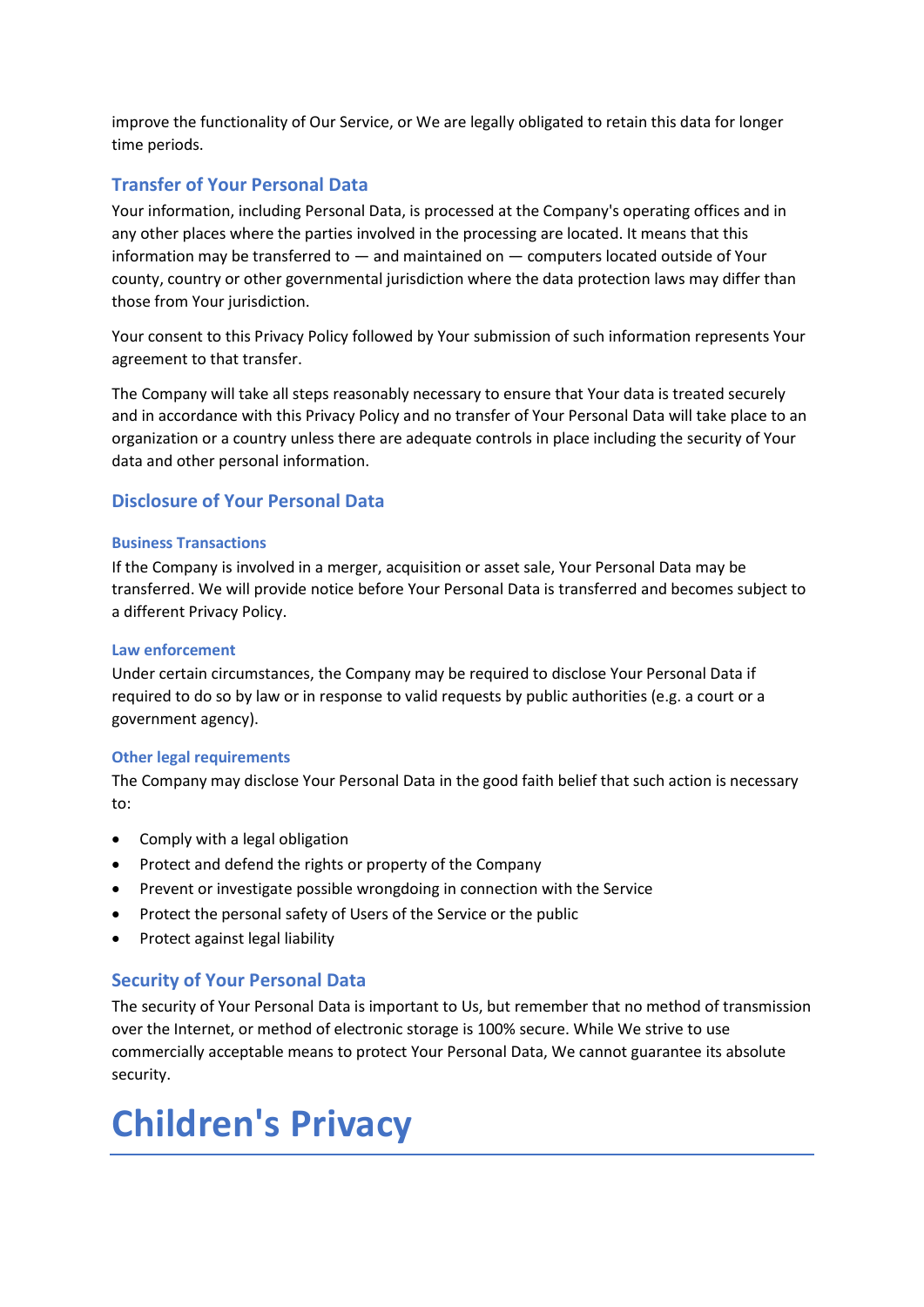improve the functionality of Our Service, or We are legally obligated to retain this data for longer time periods.

## Transfer of Your Personal Data

Your information, including Personal Data, is processed at the Company's operating offices and in any other places where the parties involved in the processing are located. It means that this information may be transferred to — and maintained on — computers located outside of Your county, country or other governmental jurisdiction where the data protection laws may differ than those from Your jurisdiction.

Your consent to this Privacy Policy followed by Your submission of such information represents Your agreement to that transfer.

The Company will take all steps reasonably necessary to ensure that Your data is treated securely and in accordance with this Privacy Policy and no transfer of Your Personal Data will take place to an organization or a country unless there are adequate controls in place including the security of Your data and other personal information.

## Disclosure of Your Personal Data

### Business Transactions

If the Company is involved in a merger, acquisition or asset sale, Your Personal Data may be transferred. We will provide notice before Your Personal Data is transferred and becomes subject to a different Privacy Policy.

### Law enforcement

Under certain circumstances, the Company may be required to disclose Your Personal Data if required to do so by law or in response to valid requests by public authorities (e.g. a court or a government agency).

### Other legal requirements

The Company may disclose Your Personal Data in the good faith belief that such action is necessary to:

- Comply with a legal obligation
- Protect and defend the rights or property of the Company
- Prevent or investigate possible wrongdoing in connection with the Service
- Protect the personal safety of Users of the Service or the public
- Protect against legal liability

## Security of Your Personal Data

The security of Your Personal Data is important to Us, but remember that no method of transmission over the Internet, or method of electronic storage is 100% secure. While We strive to use commercially acceptable means to protect Your Personal Data, We cannot guarantee its absolute security.

# Children's Privacy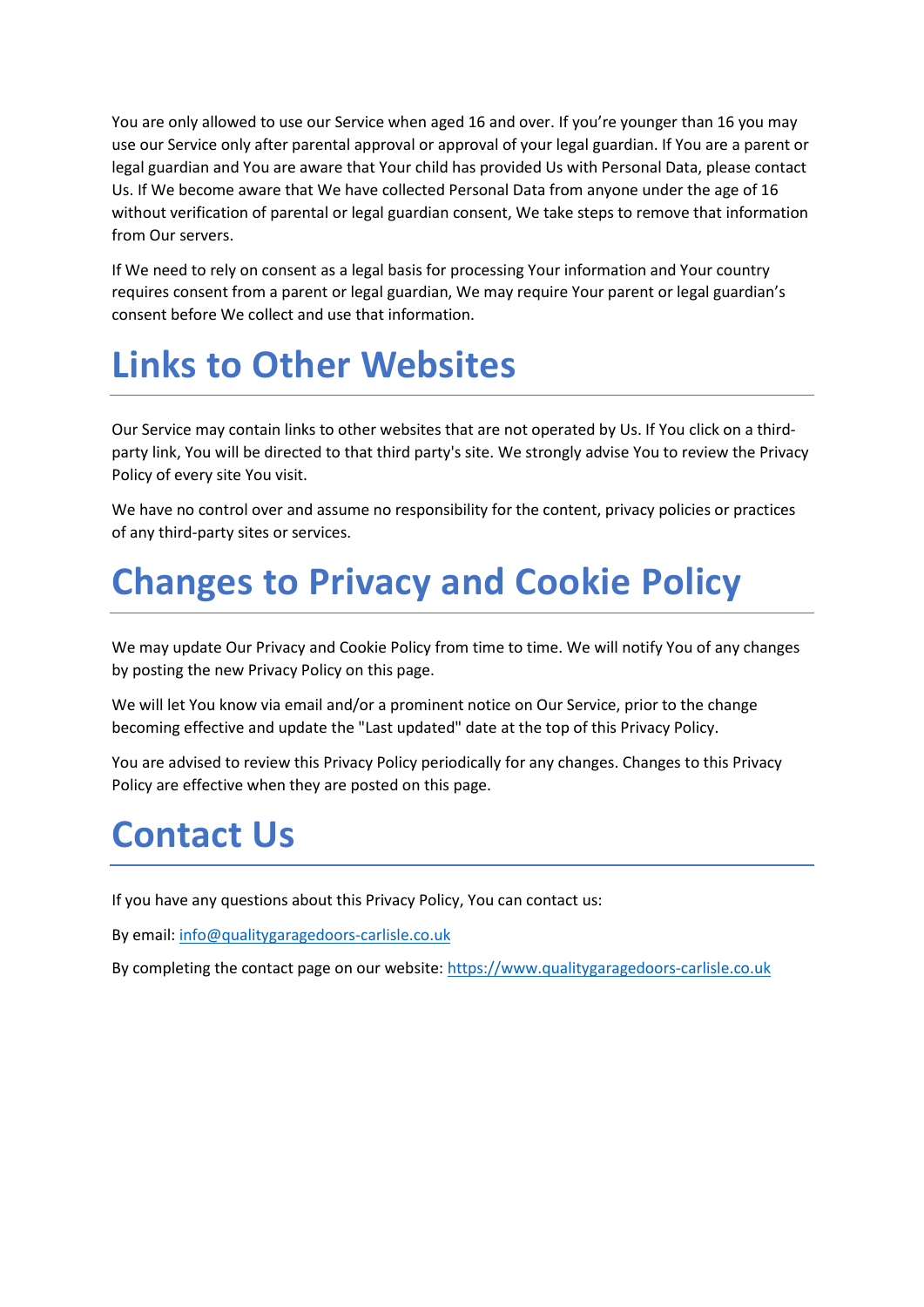You are only allowed to use our Service when aged 16 and over. If you're younger than 16 you may use our Service only after parental approval or approval of your legal guardian. If You are a parent or legal guardian and You are aware that Your child has provided Us with Personal Data, please contact Us. If We become aware that We have collected Personal Data from anyone under the age of 16 without verification of parental or legal guardian consent, We take steps to remove that information from Our servers.

If We need to rely on consent as a legal basis for processing Your information and Your country requires consent from a parent or legal guardian, We may require Your parent or legal guardian's consent before We collect and use that information.

# Links to Other Websites

Our Service may contain links to other websites that are not operated by Us. If You click on a third-party link, You will be directed to that third party's site. We strongly advise You to review the Privacy Policy of every site You visit.

We have no control over and assume no responsibility for the content, privacy policies or practices of any third-party sites or services.

# Changes to Privacy and Cookie Policy

We may update Our Privacy and Cookie Policy from time to time. We will notify You of any changes by posting the new Privacy Policy on this page.

We will let You know via email and/or a prominent notice on Our Service, prior to the change becoming effective and update the "Last updated" date at the top of this Privacy Policy.

You are advised to review this Privacy Policy periodically for any changes. Changes to this Privacy Policy are effective when they are posted on this page.

# Contact Us

If you have any questions about this Privacy Policy, You can contact us:

By email: [info@qualitygaragedoors-carlisle.co.uk](mailto:info@qualitygaragedoors-carlisle.co.uk)

By completing the contact page on our website: [https://www.qualitygaragedoors-carlisle.co.uk](https://www.qualitygaragedoors-carlisle.co.uk)